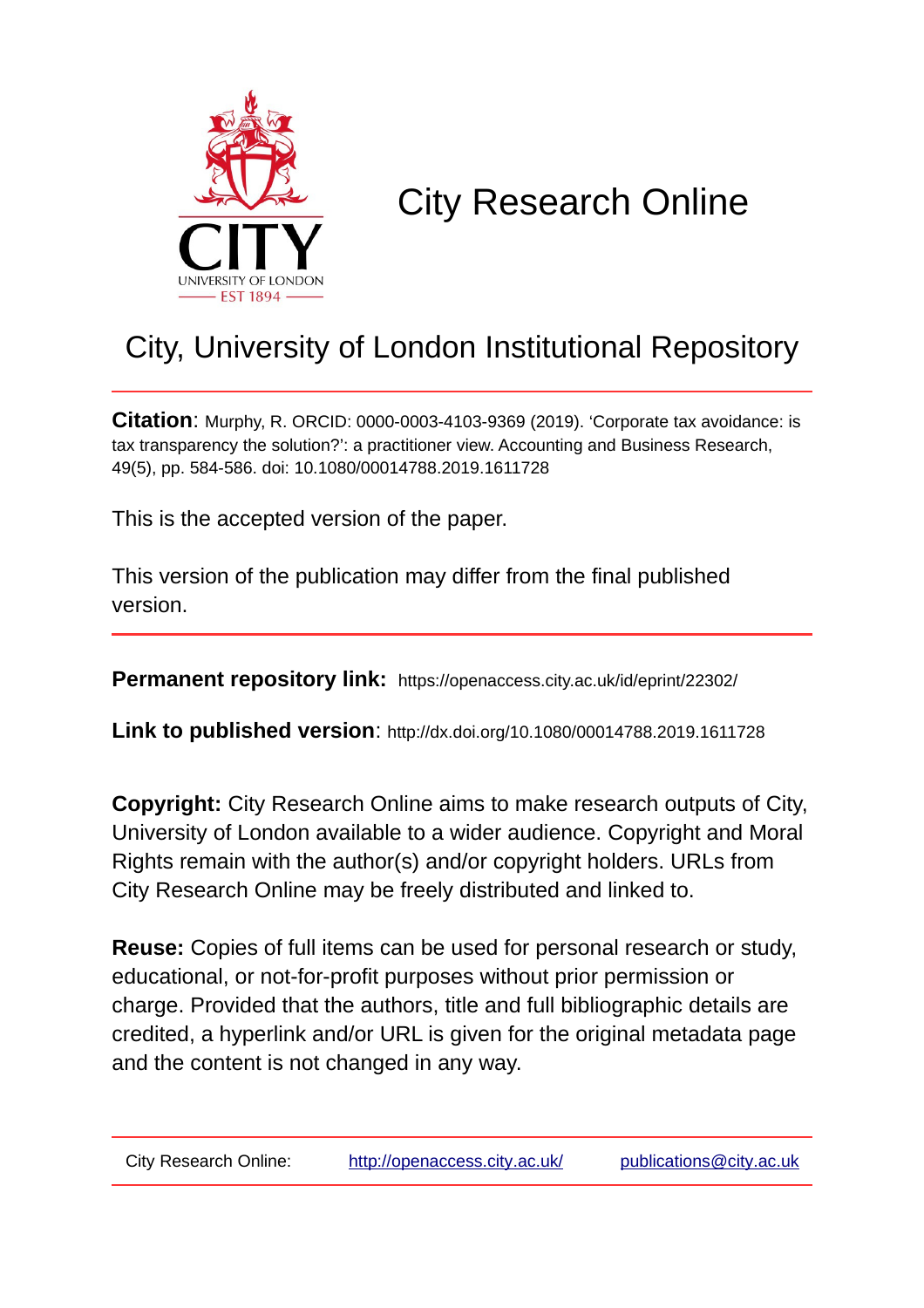CITY
UNIVERSITY OF LONDON
EST 1894

# City Research Online

## City, University of London Institutional Repository

**Citation**: Murphy, R. ORCID: 0000-0003-4103-9369 (2019). 'Corporate tax avoidance: is tax transparency the solution?': a practitioner view. Accounting and Business Research, 49(5), pp. 584-586. doi: 10.1080/00014788.2019.1611728

This is the accepted version of the paper.

This version of the publication may differ from the final published version.

**Permanent repository link:** https://openaccess.city.ac.uk/id/eprint/22302/

**Link to published version**: http://dx.doi.org/10.1080/00014788.2019.1611728

**Copyright:** City Research Online aims to make research outputs of City, University of London available to a wider audience. Copyright and Moral Rights remain with the author(s) and/or copyright holders. URLs from City Research Online may be freely distributed and linked to.

**Reuse:** Copies of full items can be used for personal research or study, educational, or not-for-profit purposes without prior permission or charge. Provided that the authors, title and full bibliographic details are credited, a hyperlink and/or URL is given for the original metadata page and the content is not changed in any way.

City Research Online: http://openaccess.city.ac.uk/ publications@city.ac.uk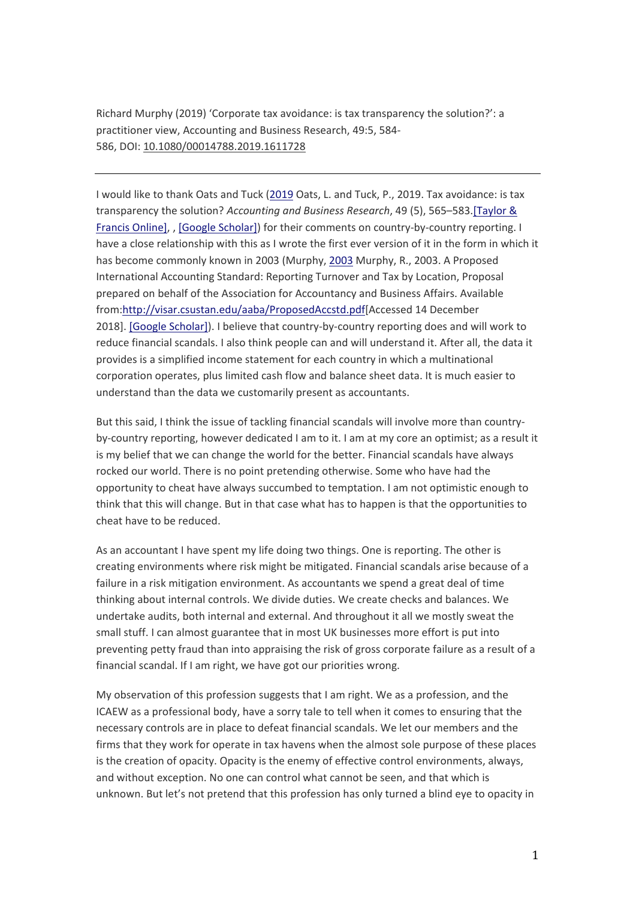Richard Murphy (2019) 'Corporate tax avoidance: is tax transparency the solution?': a practitioner view, Accounting and Business Research, 49:5, 584-586, DOI: 10.1080/00014788.2019.1611728

---

I would like to thank Oats and Tuck (2019 Oats, L. and Tuck, P., 2019. Tax avoidance: is tax transparency the solution? *Accounting and Business Research*, 49 (5), 565–583.[Taylor & Francis Online], , [Google Scholar]) for their comments on country-by-country reporting. I have a close relationship with this as I wrote the first ever version of it in the form in which it has become commonly known in 2003 (Murphy, 2003 Murphy, R., 2003. A Proposed International Accounting Standard: Reporting Turnover and Tax by Location, Proposal prepared on behalf of the Association for Accountancy and Business Affairs. Available from:http://visar.csustan.edu/aaba/ProposedAccstd.pdf[Accessed 14 December 2018]. [Google Scholar]). I believe that country-by-country reporting does and will work to reduce financial scandals. I also think people can and will understand it. After all, the data it provides is a simplified income statement for each country in which a multinational corporation operates, plus limited cash flow and balance sheet data. It is much easier to understand than the data we customarily present as accountants.

But this said, I think the issue of tackling financial scandals will involve more than country-by-country reporting, however dedicated I am to it. I am at my core an optimist; as a result it is my belief that we can change the world for the better. Financial scandals have always rocked our world. There is no point pretending otherwise. Some who have had the opportunity to cheat have always succumbed to temptation. I am not optimistic enough to think that this will change. But in that case what has to happen is that the opportunities to cheat have to be reduced.

As an accountant I have spent my life doing two things. One is reporting. The other is creating environments where risk might be mitigated. Financial scandals arise because of a failure in a risk mitigation environment. As accountants we spend a great deal of time thinking about internal controls. We divide duties. We create checks and balances. We undertake audits, both internal and external. And throughout it all we mostly sweat the small stuff. I can almost guarantee that in most UK businesses more effort is put into preventing petty fraud than into appraising the risk of gross corporate failure as a result of a financial scandal. If I am right, we have got our priorities wrong.

My observation of this profession suggests that I am right. We as a profession, and the ICAEW as a professional body, have a sorry tale to tell when it comes to ensuring that the necessary controls are in place to defeat financial scandals. We let our members and the firms that they work for operate in tax havens when the almost sole purpose of these places is the creation of opacity. Opacity is the enemy of effective control environments, always, and without exception. No one can control what cannot be seen, and that which is unknown. But let's not pretend that this profession has only turned a blind eye to opacity in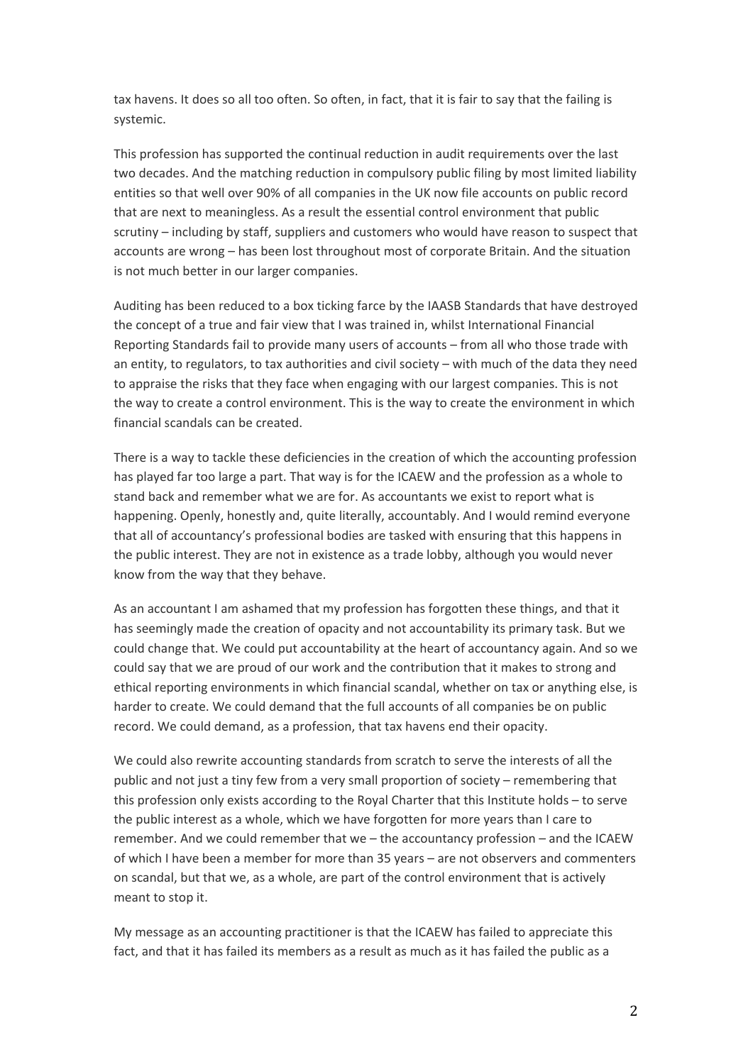tax havens. It does so all too often. So often, in fact, that it is fair to say that the failing is systemic.

This profession has supported the continual reduction in audit requirements over the last two decades. And the matching reduction in compulsory public filing by most limited liability entities so that well over 90% of all companies in the UK now file accounts on public record that are next to meaningless. As a result the essential control environment that public scrutiny – including by staff, suppliers and customers who would have reason to suspect that accounts are wrong – has been lost throughout most of corporate Britain. And the situation is not much better in our larger companies.

Auditing has been reduced to a box ticking farce by the IAASB Standards that have destroyed the concept of a true and fair view that I was trained in, whilst International Financial Reporting Standards fail to provide many users of accounts – from all who those trade with an entity, to regulators, to tax authorities and civil society – with much of the data they need to appraise the risks that they face when engaging with our largest companies. This is not the way to create a control environment. This is the way to create the environment in which financial scandals can be created.

There is a way to tackle these deficiencies in the creation of which the accounting profession has played far too large a part. That way is for the ICAEW and the profession as a whole to stand back and remember what we are for. As accountants we exist to report what is happening. Openly, honestly and, quite literally, accountably. And I would remind everyone that all of accountancy's professional bodies are tasked with ensuring that this happens in the public interest. They are not in existence as a trade lobby, although you would never know from the way that they behave.

As an accountant I am ashamed that my profession has forgotten these things, and that it has seemingly made the creation of opacity and not accountability its primary task. But we could change that. We could put accountability at the heart of accountancy again. And so we could say that we are proud of our work and the contribution that it makes to strong and ethical reporting environments in which financial scandal, whether on tax or anything else, is harder to create. We could demand that the full accounts of all companies be on public record. We could demand, as a profession, that tax havens end their opacity.

We could also rewrite accounting standards from scratch to serve the interests of all the public and not just a tiny few from a very small proportion of society – remembering that this profession only exists according to the Royal Charter that this Institute holds – to serve the public interest as a whole, which we have forgotten for more years than I care to remember. And we could remember that we – the accountancy profession – and the ICAEW of which I have been a member for more than 35 years – are not observers and commenters on scandal, but that we, as a whole, are part of the control environment that is actively meant to stop it.

My message as an accounting practitioner is that the ICAEW has failed to appreciate this fact, and that it has failed its members as a result as much as it has failed the public as a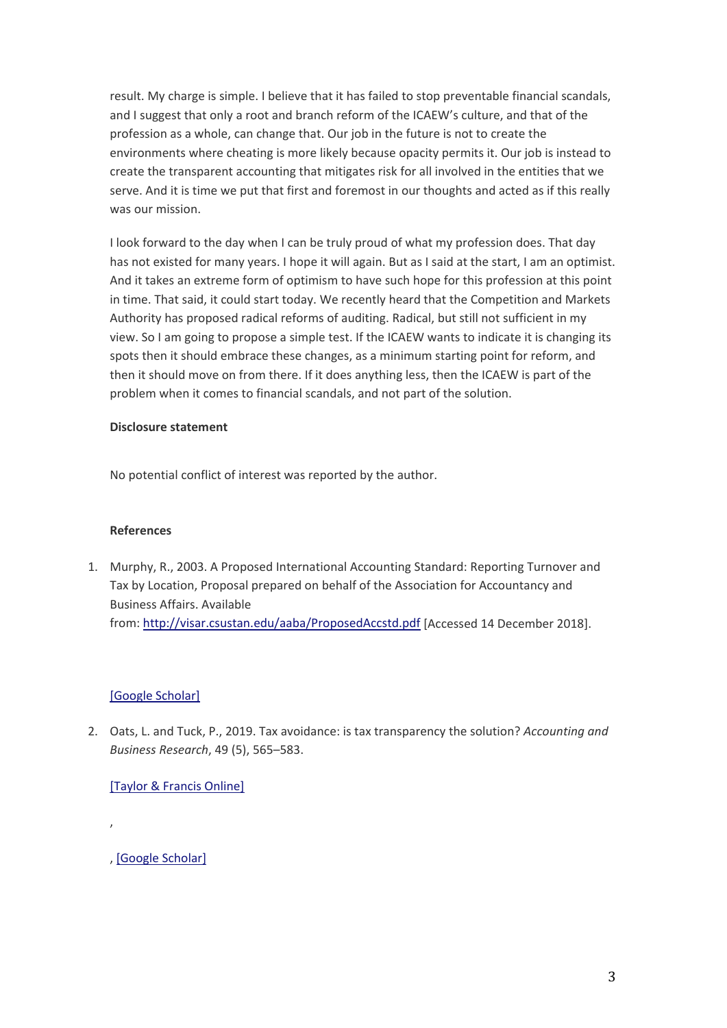result. My charge is simple. I believe that it has failed to stop preventable financial scandals, and I suggest that only a root and branch reform of the ICAEW's culture, and that of the profession as a whole, can change that. Our job in the future is not to create the environments where cheating is more likely because opacity permits it. Our job is instead to create the transparent accounting that mitigates risk for all involved in the entities that we serve. And it is time we put that first and foremost in our thoughts and acted as if this really was our mission.

I look forward to the day when I can be truly proud of what my profession does. That day has not existed for many years. I hope it will again. But as I said at the start, I am an optimist. And it takes an extreme form of optimism to have such hope for this profession at this point in time. That said, it could start today. We recently heard that the Competition and Markets Authority has proposed radical reforms of auditing. Radical, but still not sufficient in my view. So I am going to propose a simple test. If the ICAEW wants to indicate it is changing its spots then it should embrace these changes, as a minimum starting point for reform, and then it should move on from there. If it does anything less, then the ICAEW is part of the problem when it comes to financial scandals, and not part of the solution.

**Disclosure statement**

No potential conflict of interest was reported by the author.

**References**

1. Murphy, R., 2003. A Proposed International Accounting Standard: Reporting Turnover and Tax by Location, Proposal prepared on behalf of the Association for Accountancy and Business Affairs. Available from: http://visar.csustan.edu/aaba/ProposedAccstd.pdf [Accessed 14 December 2018].

   [Google Scholar]

2. Oats, L. and Tuck, P., 2019. Tax avoidance: is tax transparency the solution? *Accounting and Business Research*, 49 (5), 565–583.

   [Taylor & Francis Online]

   ,

   , [Google Scholar]